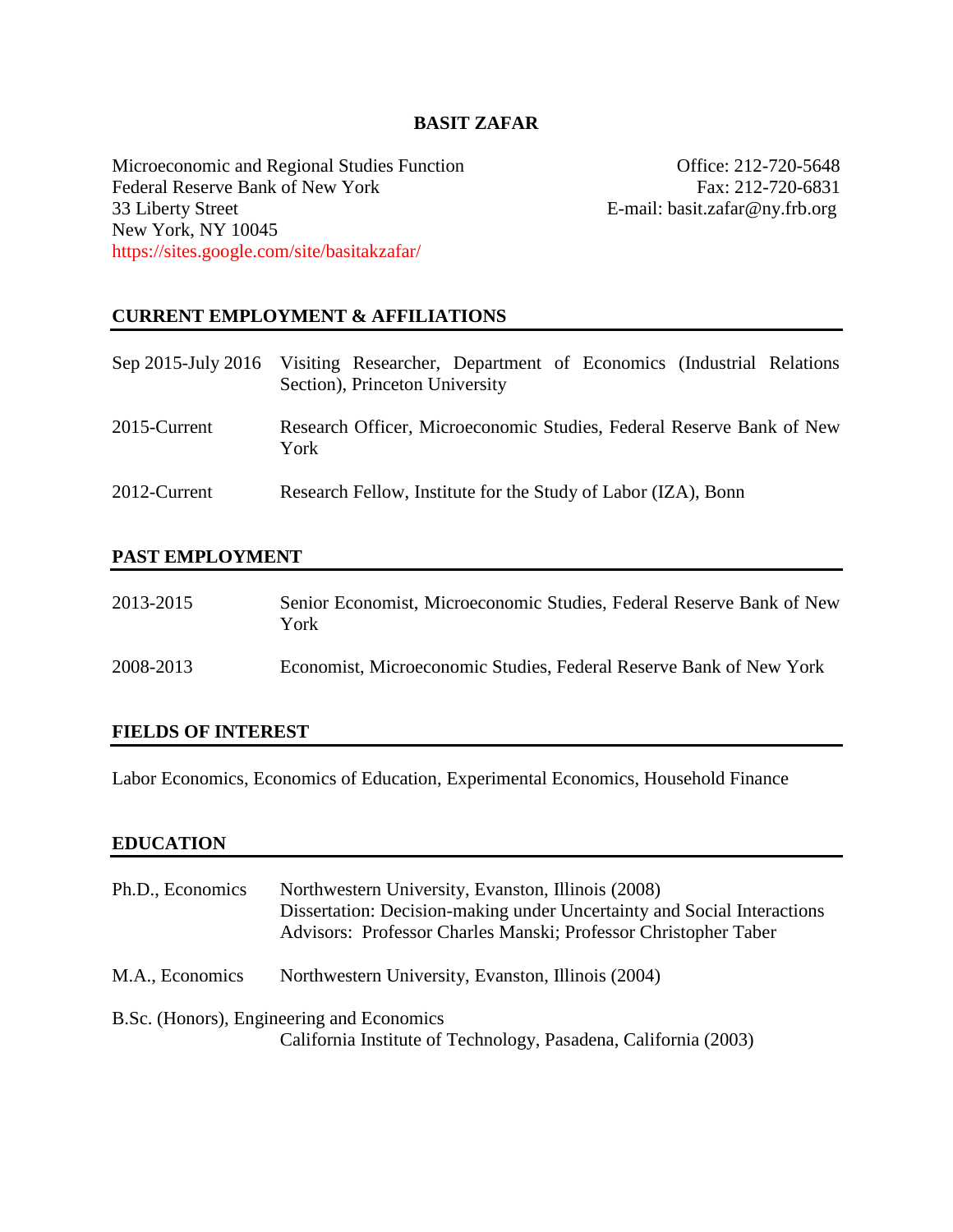# BASIT ZAFAR

Microeconomic and Regional Studies Function
Federal Reserve Bank of New York
33 Liberty Street
New York, NY 10045
https://sites.google.com/site/basitakzafar/

Office: 212-720-5648
Fax: 212-720-6831
E-mail: basit.zafar@ny.frb.org

## CURRENT EMPLOYMENT & AFFILIATIONS

Sep 2015-July 2016 — Visiting Researcher, Department of Economics (Industrial Relations Section), Princeton University

2015-Current — Research Officer, Microeconomic Studies, Federal Reserve Bank of New York

2012-Current — Research Fellow, Institute for the Study of Labor (IZA), Bonn

## PAST EMPLOYMENT

2013-2015 — Senior Economist, Microeconomic Studies, Federal Reserve Bank of New York

2008-2013 — Economist, Microeconomic Studies, Federal Reserve Bank of New York

## FIELDS OF INTEREST

Labor Economics, Economics of Education, Experimental Economics, Household Finance

## EDUCATION

Ph.D., Economics — Northwestern University, Evanston, Illinois (2008)
Dissertation: Decision-making under Uncertainty and Social Interactions
Advisors: Professor Charles Manski; Professor Christopher Taber

M.A., Economics — Northwestern University, Evanston, Illinois (2004)

B.Sc. (Honors), Engineering and Economics
California Institute of Technology, Pasadena, California (2003)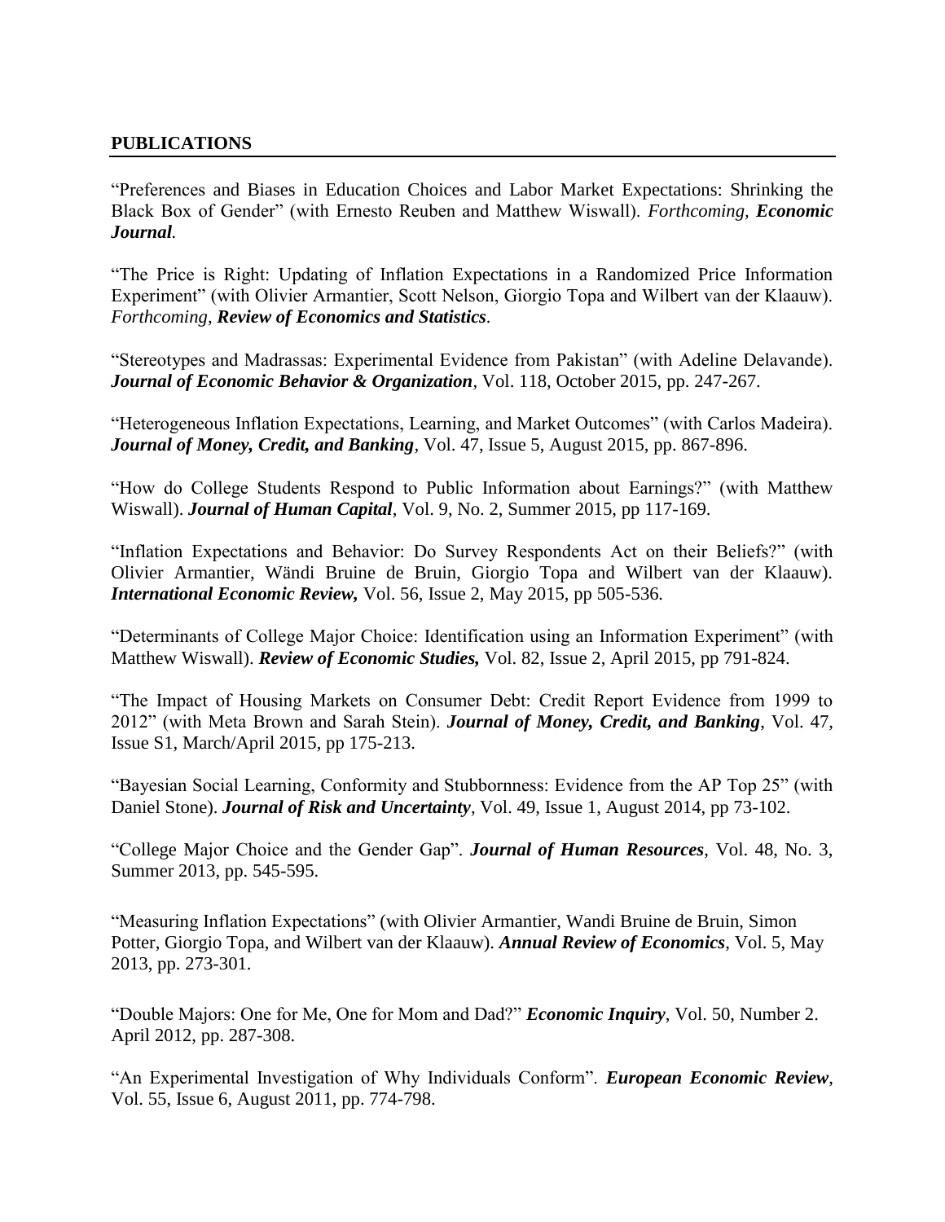## PUBLICATIONS

"Preferences and Biases in Education Choices and Labor Market Expectations: Shrinking the Black Box of Gender" (with Ernesto Reuben and Matthew Wiswall). *Forthcoming, **Economic Journal**.*

"The Price is Right: Updating of Inflation Expectations in a Randomized Price Information Experiment" (with Olivier Armantier, Scott Nelson, Giorgio Topa and Wilbert van der Klaauw). *Forthcoming, **Review of Economics and Statistics***.

"Stereotypes and Madrassas: Experimental Evidence from Pakistan" (with Adeline Delavande). ***Journal of Economic Behavior & Organization***, Vol. 118, October 2015, pp. 247-267.

"Heterogeneous Inflation Expectations, Learning, and Market Outcomes" (with Carlos Madeira). ***Journal of Money, Credit, and Banking***, Vol. 47, Issue 5, August 2015, pp. 867-896.

"How do College Students Respond to Public Information about Earnings?" (with Matthew Wiswall). ***Journal of Human Capital***, Vol. 9, No. 2, Summer 2015, pp 117-169.

"Inflation Expectations and Behavior: Do Survey Respondents Act on their Beliefs?" (with Olivier Armantier, Wändi Bruine de Bruin, Giorgio Topa and Wilbert van der Klaauw). ***International Economic Review,*** Vol. 56, Issue 2, May 2015, pp 505-536.

"Determinants of College Major Choice: Identification using an Information Experiment" (with Matthew Wiswall). ***Review of Economic Studies,*** Vol. 82, Issue 2, April 2015, pp 791-824.

"The Impact of Housing Markets on Consumer Debt: Credit Report Evidence from 1999 to 2012" (with Meta Brown and Sarah Stein). ***Journal of Money, Credit, and Banking***, Vol. 47, Issue S1, March/April 2015, pp 175-213.

"Bayesian Social Learning, Conformity and Stubbornness: Evidence from the AP Top 25" (with Daniel Stone). ***Journal of Risk and Uncertainty***, Vol. 49, Issue 1, August 2014, pp 73-102.

"College Major Choice and the Gender Gap". ***Journal of Human Resources***, Vol. 48, No. 3, Summer 2013, pp. 545-595.

"Measuring Inflation Expectations" (with Olivier Armantier, Wandi Bruine de Bruin, Simon Potter, Giorgio Topa, and Wilbert van der Klaauw). ***Annual Review of Economics***, Vol. 5, May 2013, pp. 273-301.

"Double Majors: One for Me, One for Mom and Dad?" ***Economic Inquiry***, Vol. 50, Number 2. April 2012, pp. 287-308.

"An Experimental Investigation of Why Individuals Conform". ***European Economic Review***, Vol. 55, Issue 6, August 2011, pp. 774-798.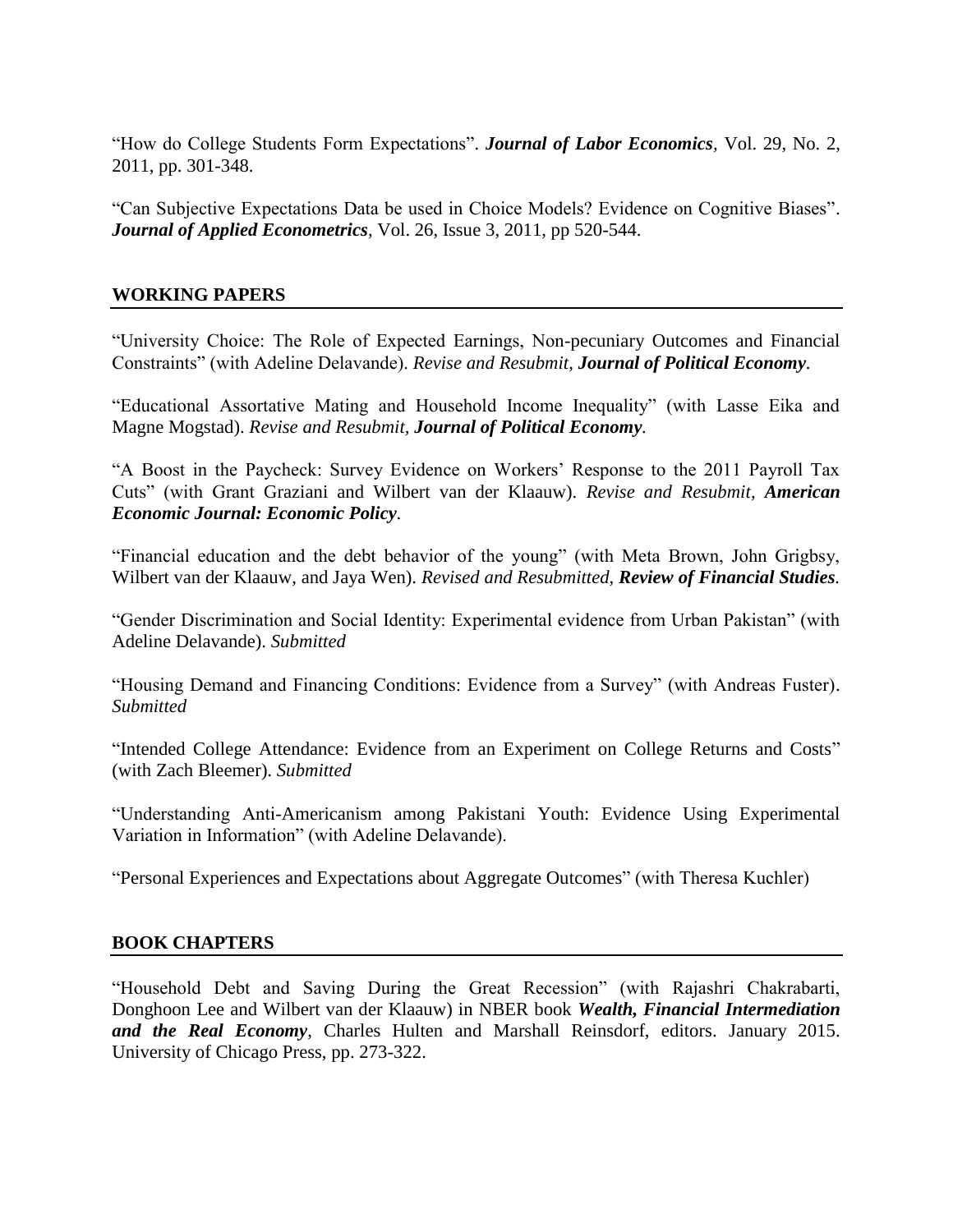"How do College Students Form Expectations". ***Journal of Labor Economics***, Vol. 29, No. 2, 2011, pp. 301-348.

"Can Subjective Expectations Data be used in Choice Models? Evidence on Cognitive Biases". ***Journal of Applied Econometrics***, Vol. 26, Issue 3, 2011, pp 520-544.

## WORKING PAPERS

"University Choice: The Role of Expected Earnings, Non-pecuniary Outcomes and Financial Constraints" (with Adeline Delavande). *Revise and Resubmit, **Journal of Political Economy**.*

"Educational Assortative Mating and Household Income Inequality" (with Lasse Eika and Magne Mogstad). *Revise and Resubmit, **Journal of Political Economy**.*

"A Boost in the Paycheck: Survey Evidence on Workers' Response to the 2011 Payroll Tax Cuts" (with Grant Graziani and Wilbert van der Klaauw). *Revise and Resubmit, **American Economic Journal: Economic Policy**.*

"Financial education and the debt behavior of the young" (with Meta Brown, John Grigbsy, Wilbert van der Klaauw, and Jaya Wen). *Revised and Resubmitted, **Review of Financial Studies**.*

"Gender Discrimination and Social Identity: Experimental evidence from Urban Pakistan" (with Adeline Delavande). *Submitted*

"Housing Demand and Financing Conditions: Evidence from a Survey" (with Andreas Fuster). *Submitted*

"Intended College Attendance: Evidence from an Experiment on College Returns and Costs" (with Zach Bleemer). *Submitted*

"Understanding Anti-Americanism among Pakistani Youth: Evidence Using Experimental Variation in Information" (with Adeline Delavande).

"Personal Experiences and Expectations about Aggregate Outcomes" (with Theresa Kuchler)

## BOOK CHAPTERS

"Household Debt and Saving During the Great Recession" (with Rajashri Chakrabarti, Donghoon Lee and Wilbert van der Klaauw) in NBER book ***Wealth, Financial Intermediation and the Real Economy***, Charles Hulten and Marshall Reinsdorf, editors. January 2015. University of Chicago Press, pp. 273-322.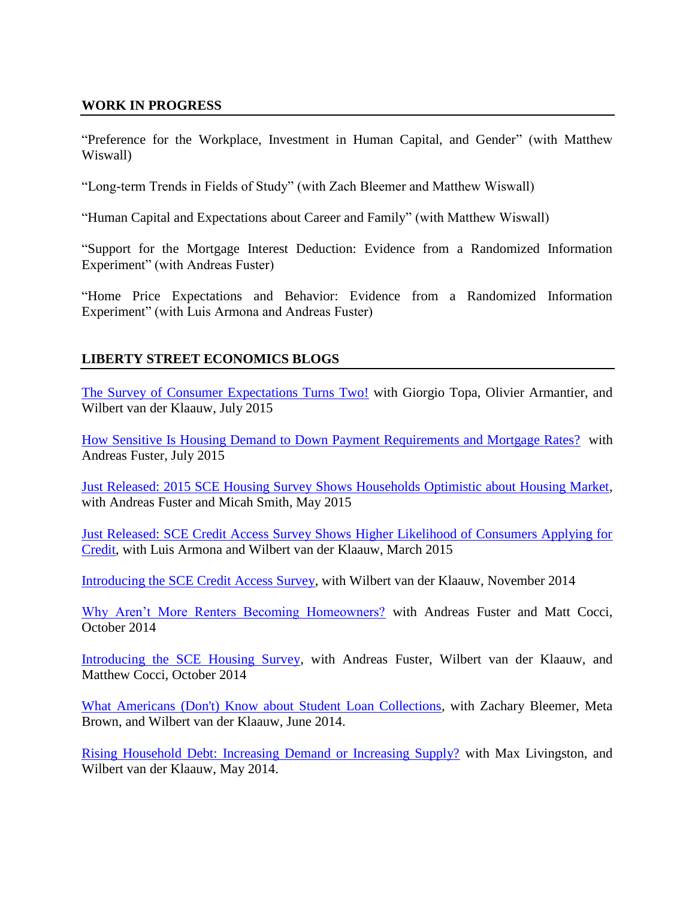## WORK IN PROGRESS

"Preference for the Workplace, Investment in Human Capital, and Gender" (with Matthew Wiswall)

"Long-term Trends in Fields of Study" (with Zach Bleemer and Matthew Wiswall)

"Human Capital and Expectations about Career and Family" (with Matthew Wiswall)

"Support for the Mortgage Interest Deduction: Evidence from a Randomized Information Experiment" (with Andreas Fuster)

"Home Price Expectations and Behavior: Evidence from a Randomized Information Experiment" (with Luis Armona and Andreas Fuster)

## LIBERTY STREET ECONOMICS BLOGS

The Survey of Consumer Expectations Turns Two! with Giorgio Topa, Olivier Armantier, and Wilbert van der Klaauw, July 2015

How Sensitive Is Housing Demand to Down Payment Requirements and Mortgage Rates? with Andreas Fuster, July 2015

Just Released: 2015 SCE Housing Survey Shows Households Optimistic about Housing Market, with Andreas Fuster and Micah Smith, May 2015

Just Released: SCE Credit Access Survey Shows Higher Likelihood of Consumers Applying for Credit, with Luis Armona and Wilbert van der Klaauw, March 2015

Introducing the SCE Credit Access Survey, with Wilbert van der Klaauw, November 2014

Why Aren't More Renters Becoming Homeowners? with Andreas Fuster and Matt Cocci, October 2014

Introducing the SCE Housing Survey, with Andreas Fuster, Wilbert van der Klaauw, and Matthew Cocci, October 2014

What Americans (Don't) Know about Student Loan Collections, with Zachary Bleemer, Meta Brown, and Wilbert van der Klaauw, June 2014.

Rising Household Debt: Increasing Demand or Increasing Supply? with Max Livingston, and Wilbert van der Klaauw, May 2014.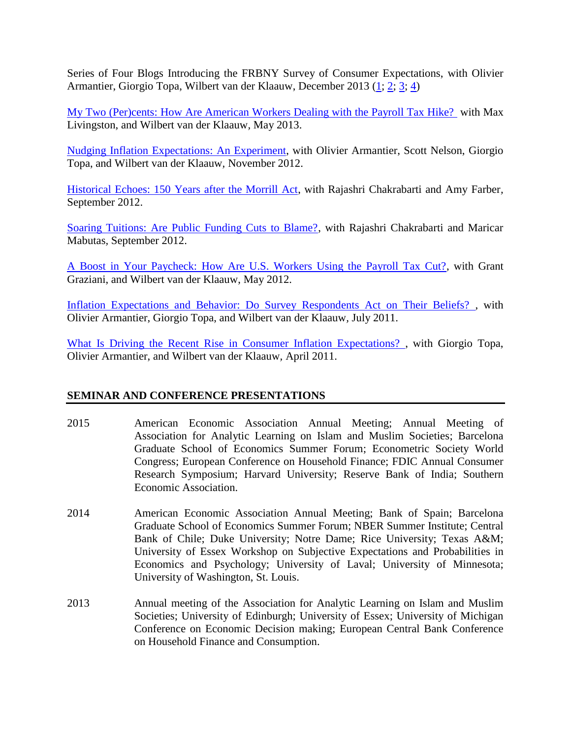Series of Four Blogs Introducing the FRBNY Survey of Consumer Expectations, with Olivier Armantier, Giorgio Topa, Wilbert van der Klaauw, December 2013 (1; 2; 3; 4)

My Two (Per)cents: How Are American Workers Dealing with the Payroll Tax Hike? with Max Livingston, and Wilbert van der Klaauw, May 2013.

Nudging Inflation Expectations: An Experiment, with Olivier Armantier, Scott Nelson, Giorgio Topa, and Wilbert van der Klaauw, November 2012.

Historical Echoes: 150 Years after the Morrill Act, with Rajashri Chakrabarti and Amy Farber, September 2012.

Soaring Tuitions: Are Public Funding Cuts to Blame?, with Rajashri Chakrabarti and Maricar Mabutas, September 2012.

A Boost in Your Paycheck: How Are U.S. Workers Using the Payroll Tax Cut?, with Grant Graziani, and Wilbert van der Klaauw, May 2012.

Inflation Expectations and Behavior: Do Survey Respondents Act on Their Beliefs? , with Olivier Armantier, Giorgio Topa, and Wilbert van der Klaauw, July 2011.

What Is Driving the Recent Rise in Consumer Inflation Expectations? , with Giorgio Topa, Olivier Armantier, and Wilbert van der Klaauw, April 2011.

## SEMINAR AND CONFERENCE PRESENTATIONS

2015 American Economic Association Annual Meeting; Annual Meeting of Association for Analytic Learning on Islam and Muslim Societies; Barcelona Graduate School of Economics Summer Forum; Econometric Society World Congress; European Conference on Household Finance; FDIC Annual Consumer Research Symposium; Harvard University; Reserve Bank of India; Southern Economic Association.

2014 American Economic Association Annual Meeting; Bank of Spain; Barcelona Graduate School of Economics Summer Forum; NBER Summer Institute; Central Bank of Chile; Duke University; Notre Dame; Rice University; Texas A&M; University of Essex Workshop on Subjective Expectations and Probabilities in Economics and Psychology; University of Laval; University of Minnesota; University of Washington, St. Louis.

2013 Annual meeting of the Association for Analytic Learning on Islam and Muslim Societies; University of Edinburgh; University of Essex; University of Michigan Conference on Economic Decision making; European Central Bank Conference on Household Finance and Consumption.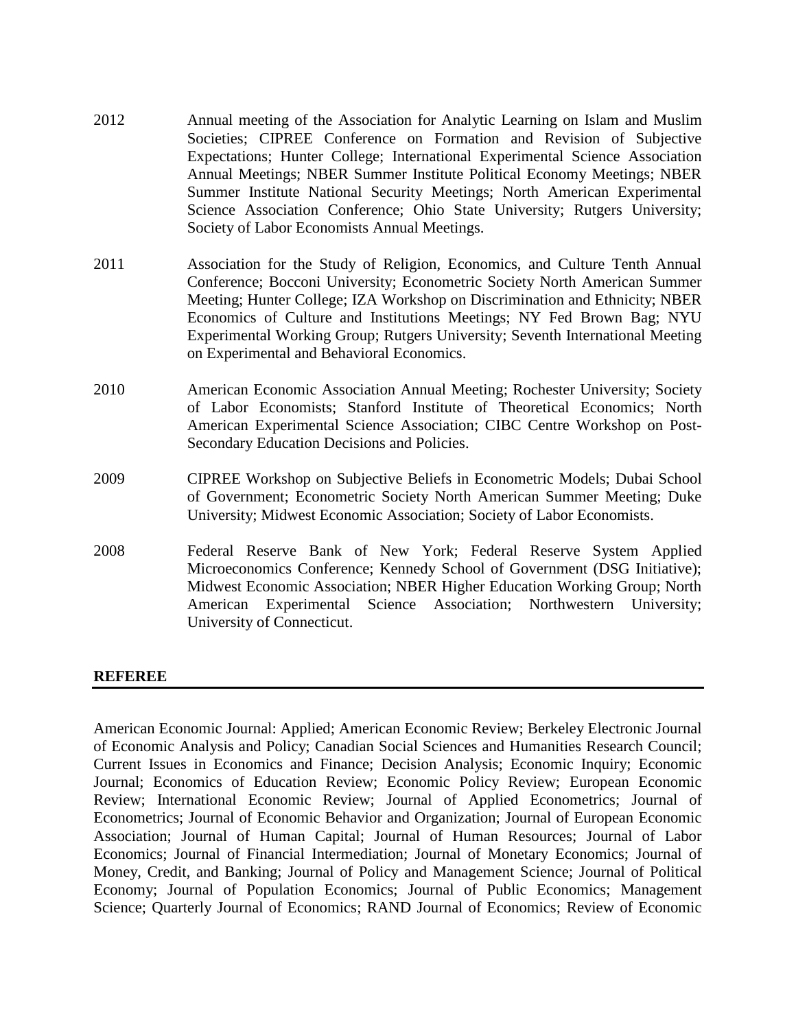2012 Annual meeting of the Association for Analytic Learning on Islam and Muslim Societies; CIPREE Conference on Formation and Revision of Subjective Expectations; Hunter College; International Experimental Science Association Annual Meetings; NBER Summer Institute Political Economy Meetings; NBER Summer Institute National Security Meetings; North American Experimental Science Association Conference; Ohio State University; Rutgers University; Society of Labor Economists Annual Meetings.

2011 Association for the Study of Religion, Economics, and Culture Tenth Annual Conference; Bocconi University; Econometric Society North American Summer Meeting; Hunter College; IZA Workshop on Discrimination and Ethnicity; NBER Economics of Culture and Institutions Meetings; NY Fed Brown Bag; NYU Experimental Working Group; Rutgers University; Seventh International Meeting on Experimental and Behavioral Economics.

2010 American Economic Association Annual Meeting; Rochester University; Society of Labor Economists; Stanford Institute of Theoretical Economics; North American Experimental Science Association; CIBC Centre Workshop on Post-Secondary Education Decisions and Policies.

2009 CIPREE Workshop on Subjective Beliefs in Econometric Models; Dubai School of Government; Econometric Society North American Summer Meeting; Duke University; Midwest Economic Association; Society of Labor Economists.

2008 Federal Reserve Bank of New York; Federal Reserve System Applied Microeconomics Conference; Kennedy School of Government (DSG Initiative); Midwest Economic Association; NBER Higher Education Working Group; North American Experimental Science Association; Northwestern University; University of Connecticut.

## REFEREE

American Economic Journal: Applied; American Economic Review; Berkeley Electronic Journal of Economic Analysis and Policy; Canadian Social Sciences and Humanities Research Council; Current Issues in Economics and Finance; Decision Analysis; Economic Inquiry; Economic Journal; Economics of Education Review; Economic Policy Review; European Economic Review; International Economic Review; Journal of Applied Econometrics; Journal of Econometrics; Journal of Economic Behavior and Organization; Journal of European Economic Association; Journal of Human Capital; Journal of Human Resources; Journal of Labor Economics; Journal of Financial Intermediation; Journal of Monetary Economics; Journal of Money, Credit, and Banking; Journal of Policy and Management Science; Journal of Political Economy; Journal of Population Economics; Journal of Public Economics; Management Science; Quarterly Journal of Economics; RAND Journal of Economics; Review of Economic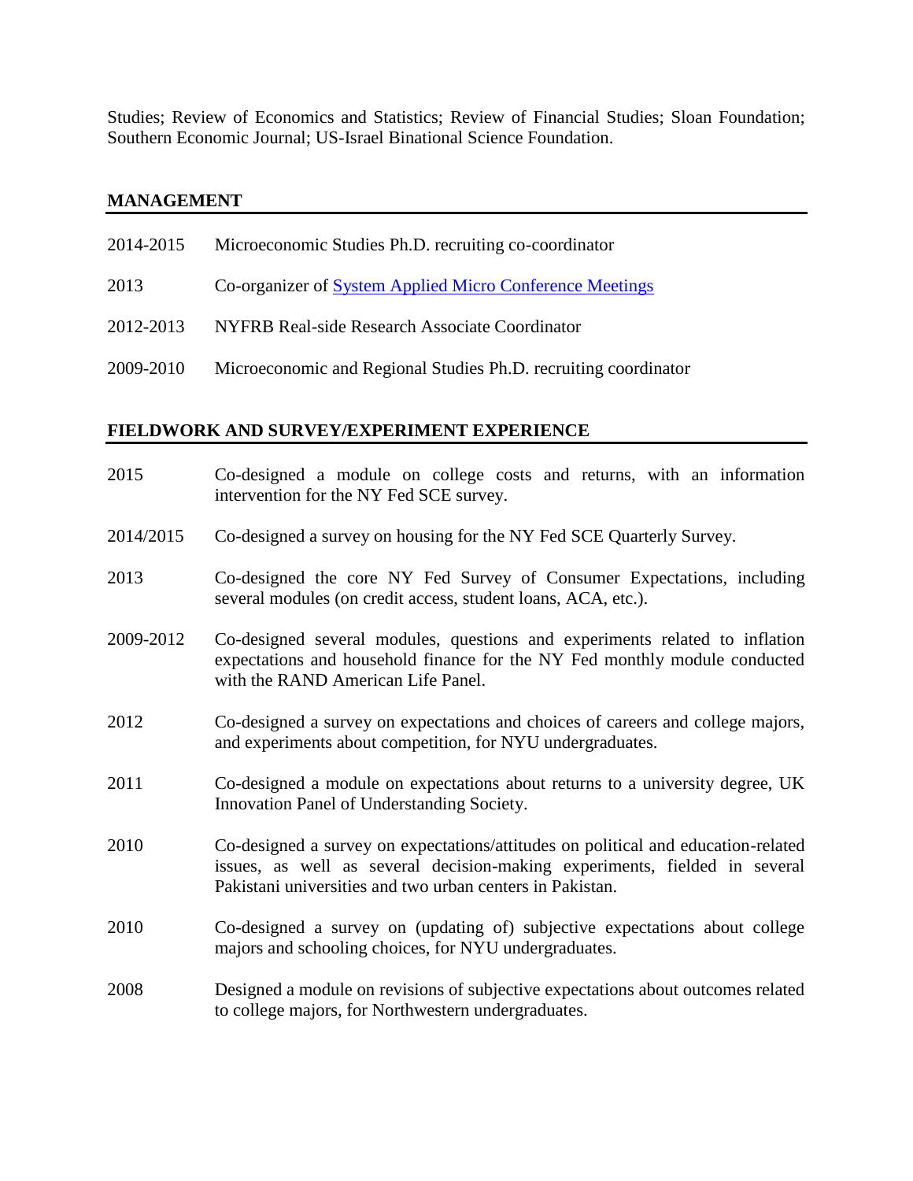Studies; Review of Economics and Statistics; Review of Financial Studies; Sloan Foundation; Southern Economic Journal; US-Israel Binational Science Foundation.

## MANAGEMENT

2014-2015 Microeconomic Studies Ph.D. recruiting co-coordinator

2013 Co-organizer of System Applied Micro Conference Meetings

2012-2013 NYFRB Real-side Research Associate Coordinator

2009-2010 Microeconomic and Regional Studies Ph.D. recruiting coordinator

## FIELDWORK AND SURVEY/EXPERIMENT EXPERIENCE

2015 Co-designed a module on college costs and returns, with an information intervention for the NY Fed SCE survey.

2014/2015 Co-designed a survey on housing for the NY Fed SCE Quarterly Survey.

2013 Co-designed the core NY Fed Survey of Consumer Expectations, including several modules (on credit access, student loans, ACA, etc.).

2009-2012 Co-designed several modules, questions and experiments related to inflation expectations and household finance for the NY Fed monthly module conducted with the RAND American Life Panel.

2012 Co-designed a survey on expectations and choices of careers and college majors, and experiments about competition, for NYU undergraduates.

2011 Co-designed a module on expectations about returns to a university degree, UK Innovation Panel of Understanding Society.

2010 Co-designed a survey on expectations/attitudes on political and education-related issues, as well as several decision-making experiments, fielded in several Pakistani universities and two urban centers in Pakistan.

2010 Co-designed a survey on (updating of) subjective expectations about college majors and schooling choices, for NYU undergraduates.

2008 Designed a module on revisions of subjective expectations about outcomes related to college majors, for Northwestern undergraduates.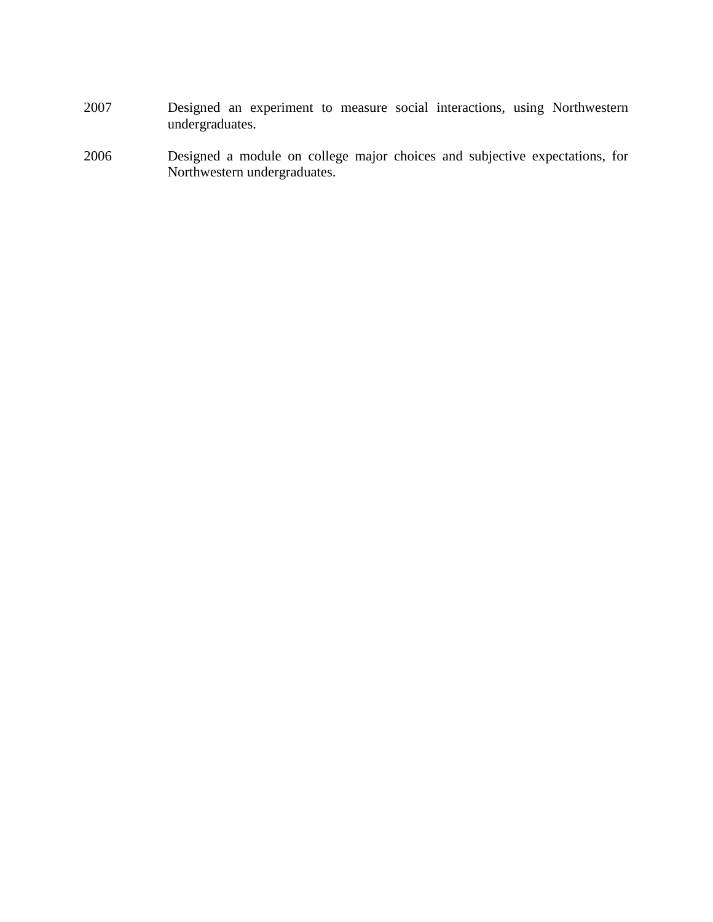2007 Designed an experiment to measure social interactions, using Northwestern undergraduates.

2006 Designed a module on college major choices and subjective expectations, for Northwestern undergraduates.